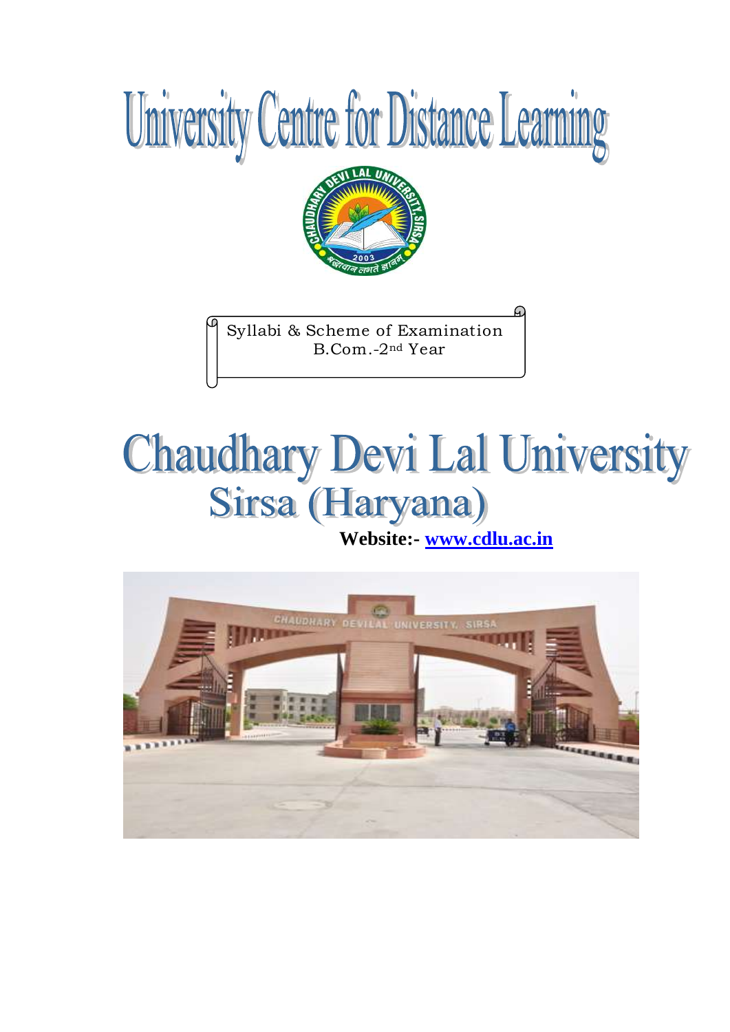# University Centre for Distance Learning

Syllabi & Scheme of Examination
B.Com.-2nd Year

# Chaudhary Devi Lal University
## Sirsa (Haryana)

**Website:- [www.cdlu.ac.in](http://www.cdlu.ac.in)**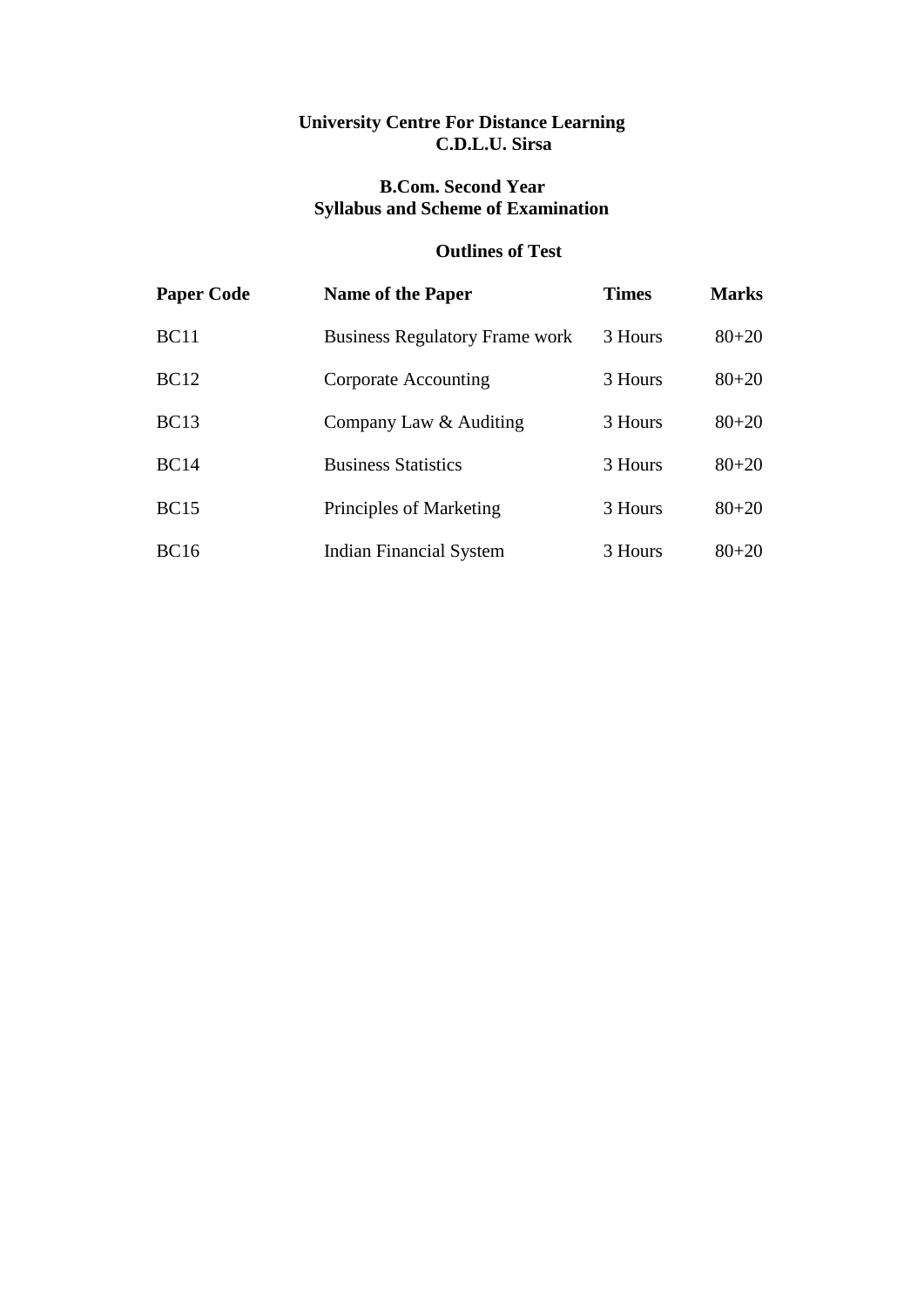**University Centre For Distance Learning**
**C.D.L.U. Sirsa**

**B.Com. Second Year**
**Syllabus and Scheme of Examination**

**Outlines of Test**

| Paper Code | Name of the Paper | Times | Marks |
|---|---|---|---|
| BC11 | Business Regulatory Frame work | 3 Hours | 80+20 |
| BC12 | Corporate Accounting | 3 Hours | 80+20 |
| BC13 | Company Law & Auditing | 3 Hours | 80+20 |
| BC14 | Business Statistics | 3 Hours | 80+20 |
| BC15 | Principles of Marketing | 3 Hours | 80+20 |
| BC16 | Indian Financial System | 3 Hours | 80+20 |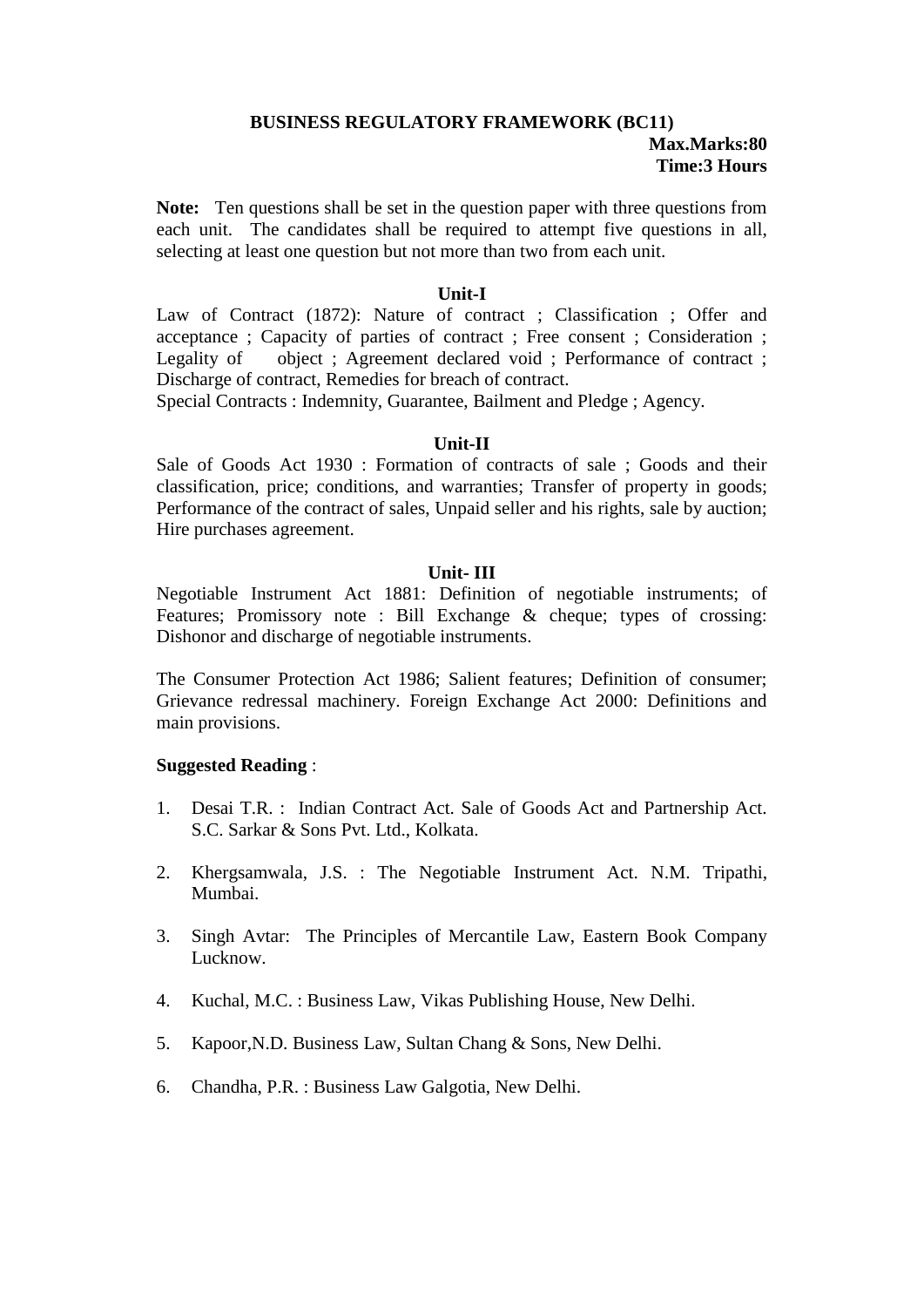# BUSINESS REGULATORY FRAMEWORK (BC11)

**Max.Marks:80**
**Time:3 Hours**

**Note:** Ten questions shall be set in the question paper with three questions from each unit. The candidates shall be required to attempt five questions in all, selecting at least one question but not more than two from each unit.

### Unit-I

Law of Contract (1872): Nature of contract ; Classification ; Offer and acceptance ; Capacity of parties of contract ; Free consent ; Consideration ; Legality of object ; Agreement declared void ; Performance of contract ; Discharge of contract, Remedies for breach of contract.

Special Contracts : Indemnity, Guarantee, Bailment and Pledge ; Agency.

### Unit-II

Sale of Goods Act 1930 : Formation of contracts of sale ; Goods and their classification, price; conditions, and warranties; Transfer of property in goods; Performance of the contract of sales, Unpaid seller and his rights, sale by auction; Hire purchases agreement.

### Unit- III

Negotiable Instrument Act 1881: Definition of negotiable instruments; of Features; Promissory note : Bill Exchange & cheque; types of crossing: Dishonor and discharge of negotiable instruments.

The Consumer Protection Act 1986; Salient features; Definition of consumer; Grievance redressal machinery. Foreign Exchange Act 2000: Definitions and main provisions.

**Suggested Reading** :

1. Desai T.R. : Indian Contract Act. Sale of Goods Act and Partnership Act. S.C. Sarkar & Sons Pvt. Ltd., Kolkata.
2. Khergsamwala, J.S. : The Negotiable Instrument Act. N.M. Tripathi, Mumbai.
3. Singh Avtar: The Principles of Mercantile Law, Eastern Book Company Lucknow.
4. Kuchal, M.C. : Business Law, Vikas Publishing House, New Delhi.
5. Kapoor,N.D. Business Law, Sultan Chang & Sons, New Delhi.
6. Chandha, P.R. : Business Law Galgotia, New Delhi.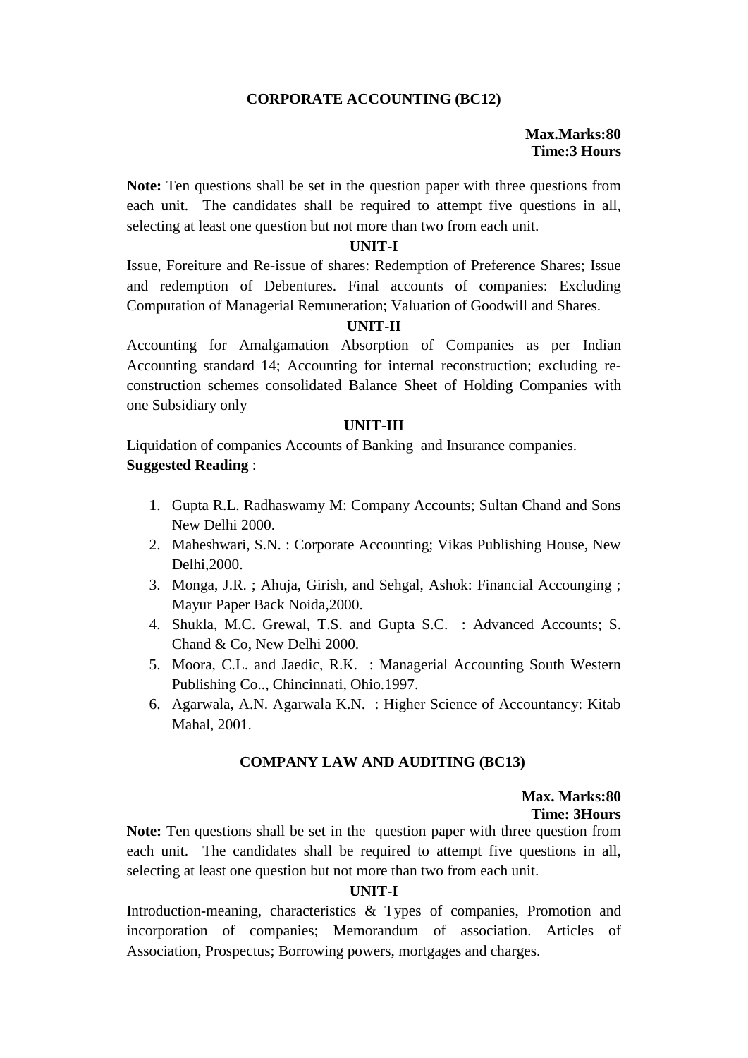## CORPORATE ACCOUNTING (BC12)

**Max.Marks:80**
**Time:3 Hours**

**Note:** Ten questions shall be set in the question paper with three questions from each unit. The candidates shall be required to attempt five questions in all, selecting at least one question but not more than two from each unit.

### UNIT-I

Issue, Foreiture and Re-issue of shares: Redemption of Preference Shares; Issue and redemption of Debentures. Final accounts of companies: Excluding Computation of Managerial Remuneration; Valuation of Goodwill and Shares.

### UNIT-II

Accounting for Amalgamation Absorption of Companies as per Indian Accounting standard 14; Accounting for internal reconstruction; excluding re-construction schemes consolidated Balance Sheet of Holding Companies with one Subsidiary only

### UNIT-III

Liquidation of companies Accounts of Banking and Insurance companies.

**Suggested Reading** :

1. Gupta R.L. Radhaswamy M: Company Accounts; Sultan Chand and Sons New Delhi 2000.
2. Maheshwari, S.N. : Corporate Accounting; Vikas Publishing House, New Delhi,2000.
3. Monga, J.R. ; Ahuja, Girish, and Sehgal, Ashok: Financial Accounging ; Mayur Paper Back Noida,2000.
4. Shukla, M.C. Grewal, T.S. and Gupta S.C. : Advanced Accounts; S. Chand & Co, New Delhi 2000.
5. Moora, C.L. and Jaedic, R.K. : Managerial Accounting South Western Publishing Co.., Chincinnati, Ohio.1997.
6. Agarwala, A.N. Agarwala K.N. : Higher Science of Accountancy: Kitab Mahal, 2001.

## COMPANY LAW AND AUDITING (BC13)

**Max. Marks:80**
**Time: 3Hours**

**Note:** Ten questions shall be set in the question paper with three question from each unit. The candidates shall be required to attempt five questions in all, selecting at least one question but not more than two from each unit.

### UNIT-I

Introduction-meaning, characteristics & Types of companies, Promotion and incorporation of companies; Memorandum of association. Articles of Association, Prospectus; Borrowing powers, mortgages and charges.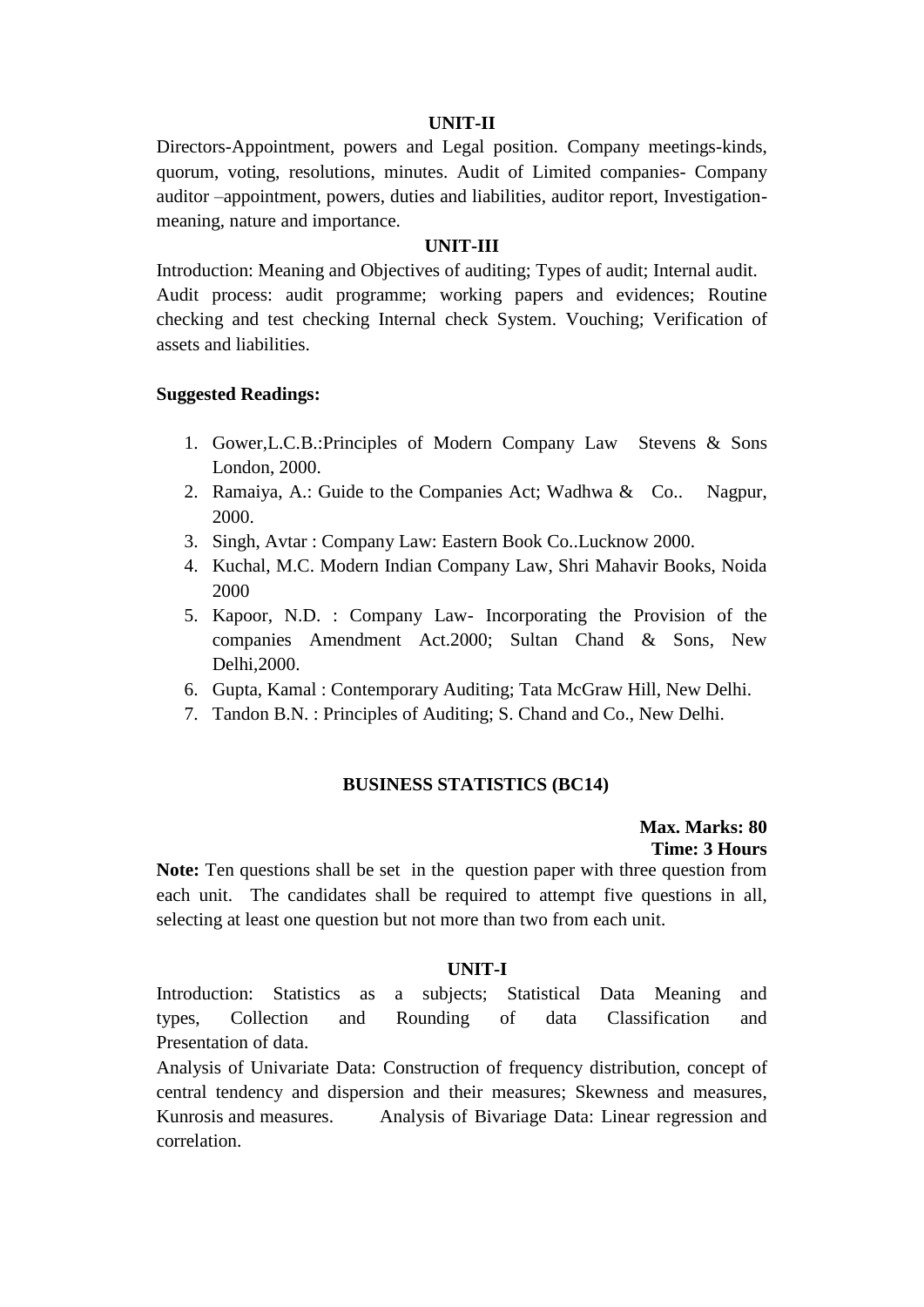### UNIT-II

Directors-Appointment, powers and Legal position. Company meetings-kinds, quorum, voting, resolutions, minutes. Audit of Limited companies- Company auditor –appointment, powers, duties and liabilities, auditor report, Investigation-meaning, nature and importance.

### UNIT-III

Introduction: Meaning and Objectives of auditing; Types of audit; Internal audit. Audit process: audit programme; working papers and evidences; Routine checking and test checking Internal check System. Vouching; Verification of assets and liabilities.

**Suggested Readings:**

1. Gower,L.C.B.:Principles of Modern Company Law Stevens & Sons London, 2000.
2. Ramaiya, A.: Guide to the Companies Act; Wadhwa & Co.. Nagpur, 2000.
3. Singh, Avtar : Company Law: Eastern Book Co..Lucknow 2000.
4. Kuchal, M.C. Modern Indian Company Law, Shri Mahavir Books, Noida 2000
5. Kapoor, N.D. : Company Law- Incorporating the Provision of the companies Amendment Act.2000; Sultan Chand & Sons, New Delhi,2000.
6. Gupta, Kamal : Contemporary Auditing; Tata McGraw Hill, New Delhi.
7. Tandon B.N. : Principles of Auditing; S. Chand and Co., New Delhi.

## BUSINESS STATISTICS (BC14)

**Max. Marks: 80**
**Time: 3 Hours**

**Note:** Ten questions shall be set in the question paper with three question from each unit. The candidates shall be required to attempt five questions in all, selecting at least one question but not more than two from each unit.

### UNIT-I

Introduction: Statistics as a subjects; Statistical Data Meaning and types, Collection and Rounding of data Classification and Presentation of data.

Analysis of Univariate Data: Construction of frequency distribution, concept of central tendency and dispersion and their measures; Skewness and measures, Kunrosis and measures. Analysis of Bivariage Data: Linear regression and correlation.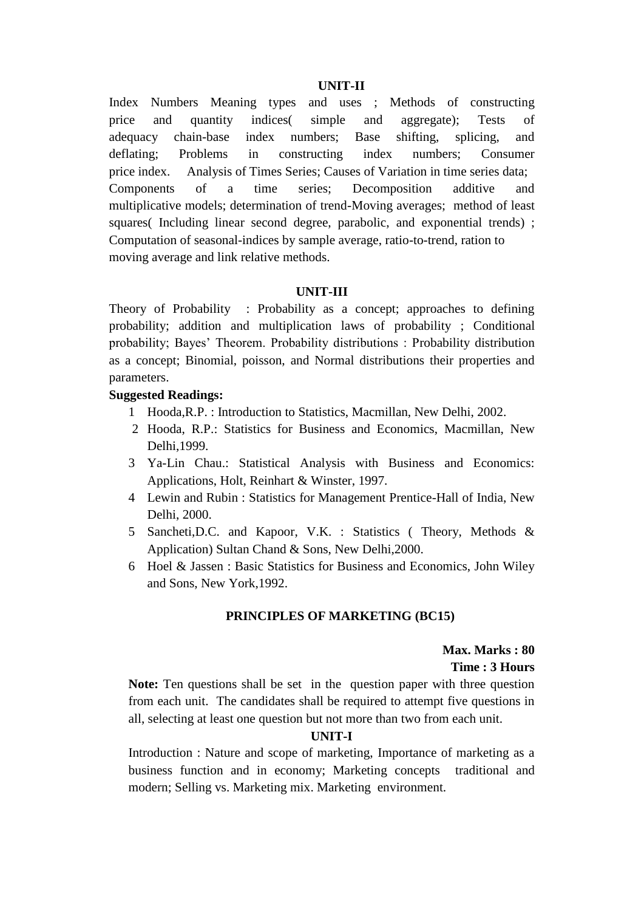**UNIT-II**

Index Numbers Meaning types and uses ; Methods of constructing price and quantity indices( simple and aggregate); Tests of adequacy chain-base index numbers; Base shifting, splicing, and deflating; Problems in constructing index numbers; Consumer price index. Analysis of Times Series; Causes of Variation in time series data; Components of a time series; Decomposition additive and multiplicative models; determination of trend-Moving averages; method of least squares( Including linear second degree, parabolic, and exponential trends) ; Computation of seasonal-indices by sample average, ratio-to-trend, ration to moving average and link relative methods.

**UNIT-III**

Theory of Probability : Probability as a concept; approaches to defining probability; addition and multiplication laws of probability ; Conditional probability; Bayes' Theorem. Probability distributions : Probability distribution as a concept; Binomial, poisson, and Normal distributions their properties and parameters.

**Suggested Readings:**

1. Hooda,R.P. : Introduction to Statistics, Macmillan, New Delhi, 2002.
2. Hooda, R.P.: Statistics for Business and Economics, Macmillan, New Delhi,1999.
3. Ya-Lin Chau.: Statistical Analysis with Business and Economics: Applications, Holt, Reinhart & Winster, 1997.
4. Lewin and Rubin : Statistics for Management Prentice-Hall of India, New Delhi, 2000.
5. Sancheti,D.C. and Kapoor, V.K. : Statistics ( Theory, Methods & Application) Sultan Chand & Sons, New Delhi,2000.
6. Hoel & Jassen : Basic Statistics for Business and Economics, John Wiley and Sons, New York,1992.

## PRINCIPLES OF MARKETING (BC15)

**Max. Marks : 80**
**Time : 3 Hours**

**Note:** Ten questions shall be set in the question paper with three question from each unit. The candidates shall be required to attempt five questions in all, selecting at least one question but not more than two from each unit.

**UNIT-I**

Introduction : Nature and scope of marketing, Importance of marketing as a business function and in economy; Marketing concepts traditional and modern; Selling vs. Marketing mix. Marketing environment.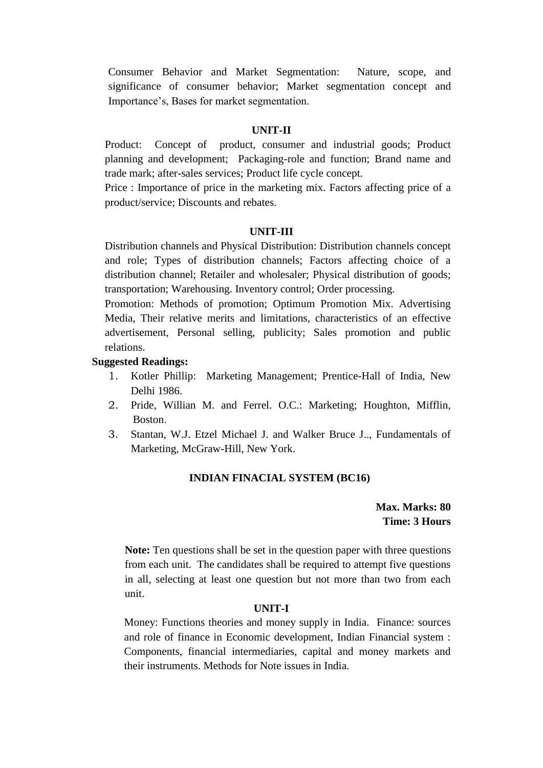Consumer Behavior and Market Segmentation: Nature, scope, and significance of consumer behavior; Market segmentation concept and Importance's, Bases for market segmentation.

**UNIT-II**

Product: Concept of product, consumer and industrial goods; Product planning and development; Packaging-role and function; Brand name and trade mark; after-sales services; Product life cycle concept.

Price : Importance of price in the marketing mix. Factors affecting price of a product/service; Discounts and rebates.

**UNIT-III**

Distribution channels and Physical Distribution: Distribution channels concept and role; Types of distribution channels; Factors affecting choice of a distribution channel; Retailer and wholesaler; Physical distribution of goods; transportation; Warehousing. Inventory control; Order processing.

Promotion: Methods of promotion; Optimum Promotion Mix. Advertising Media, Their relative merits and limitations, characteristics of an effective advertisement, Personal selling, publicity; Sales promotion and public relations.

**Suggested Readings:**

1. Kotler Phillip: Marketing Management; Prentice-Hall of India, New Delhi 1986.
2. Pride, Willian M. and Ferrel. O.C.: Marketing; Houghton, Mifflin, Boston.
3. Stantan, W.J. Etzel Michael J. and Walker Bruce J.., Fundamentals of Marketing, McGraw-Hill, New York.

## INDIAN FINACIAL SYSTEM (BC16)

**Max. Marks: 80**
**Time: 3 Hours**

**Note:** Ten questions shall be set in the question paper with three questions from each unit. The candidates shall be required to attempt five questions in all, selecting at least one question but not more than two from each unit.

**UNIT-I**

Money: Functions theories and money supply in India. Finance: sources and role of finance in Economic development, Indian Financial system : Components, financial intermediaries, capital and money markets and their instruments. Methods for Note issues in India.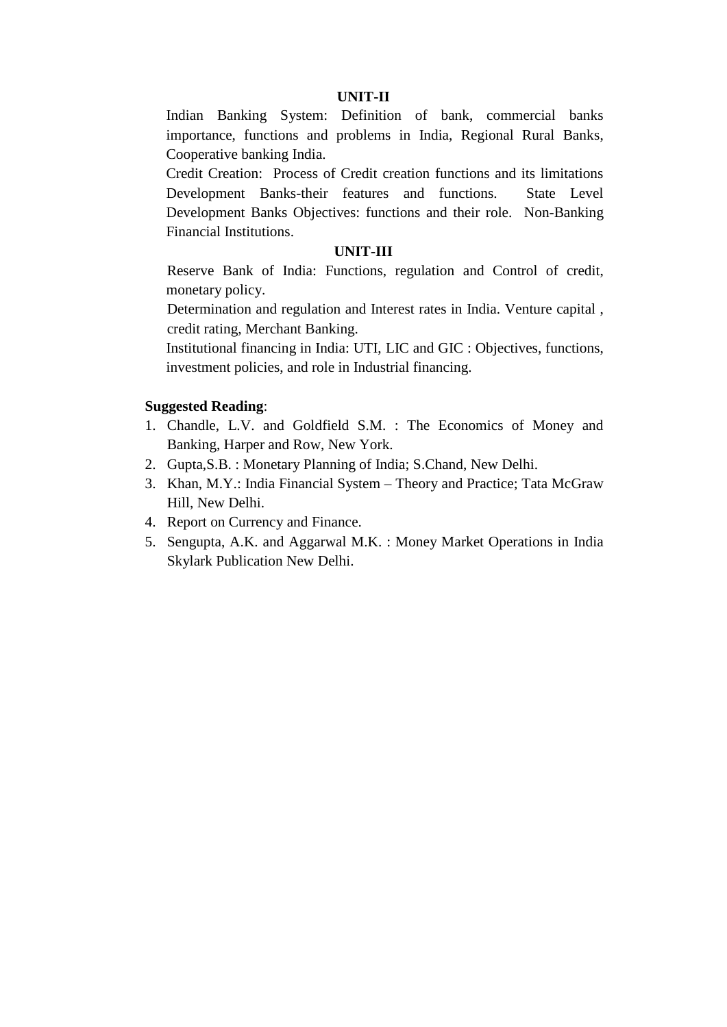## UNIT-II

Indian Banking System: Definition of bank, commercial banks importance, functions and problems in India, Regional Rural Banks, Cooperative banking India.

Credit Creation: Process of Credit creation functions and its limitations Development Banks-their features and functions. State Level Development Banks Objectives: functions and their role. Non-Banking Financial Institutions.

## UNIT-III

Reserve Bank of India: Functions, regulation and Control of credit, monetary policy.

Determination and regulation and Interest rates in India. Venture capital , credit rating, Merchant Banking.

Institutional financing in India: UTI, LIC and GIC : Objectives, functions, investment policies, and role in Industrial financing.

**Suggested Reading**:

1. Chandle, L.V. and Goldfield S.M. : The Economics of Money and Banking, Harper and Row, New York.
2. Gupta,S.B. : Monetary Planning of India; S.Chand, New Delhi.
3. Khan, M.Y.: India Financial System – Theory and Practice; Tata McGraw Hill, New Delhi.
4. Report on Currency and Finance.
5. Sengupta, A.K. and Aggarwal M.K. : Money Market Operations in India Skylark Publication New Delhi.